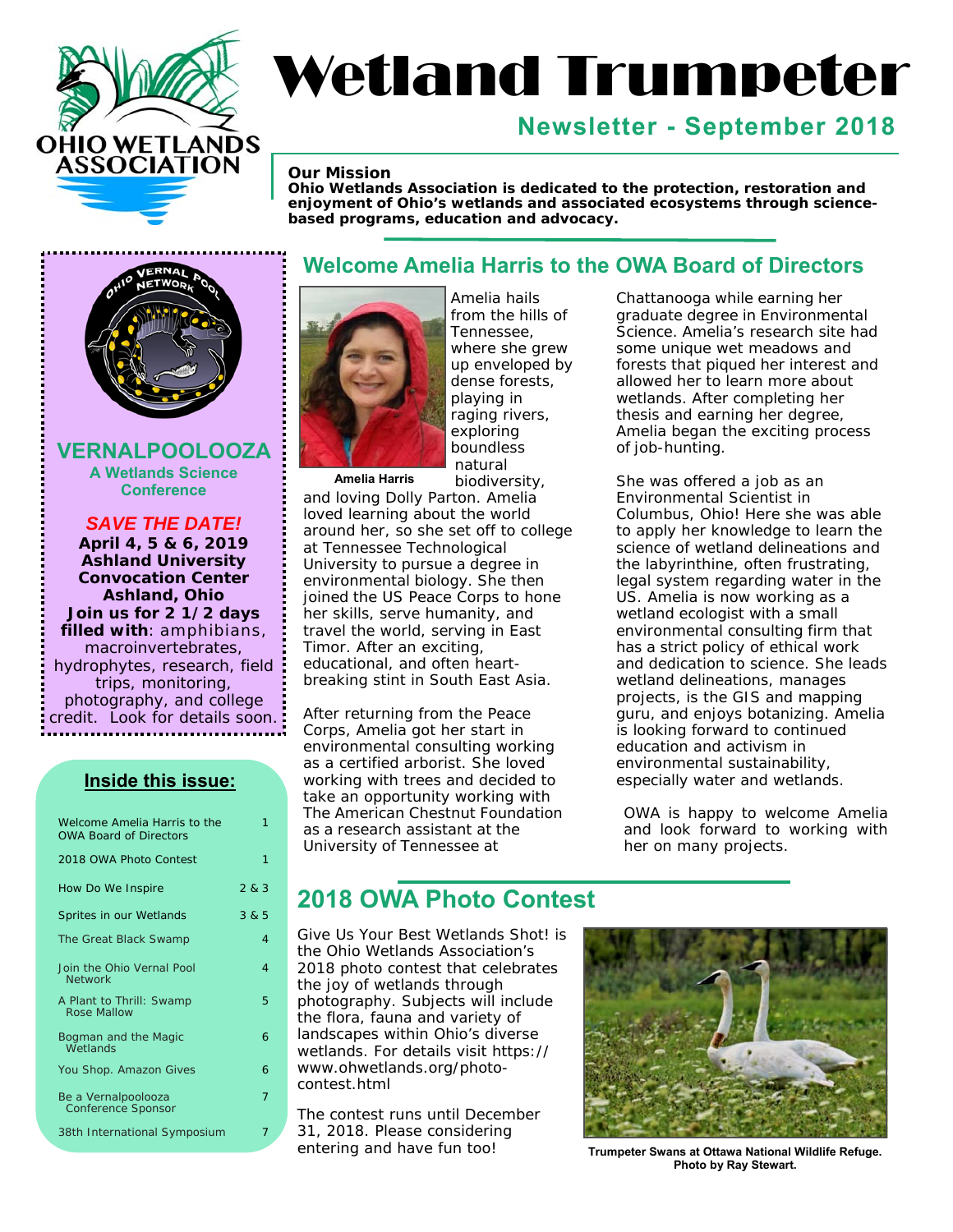# Wetland Trumpeter

OHIO WETLANDS ASSOCIATION

## Newsletter - September 2018

**Our Mission**

**Ohio Wetlands Association is dedicated to the protection, restoration and enjoyment of Ohio's wetlands and associated ecosystems through science-based programs, education and advocacy.**

## VERNALPOOLOOZA

**A Wetlands Science Conference**

***SAVE THE DATE!***

**April 4, 5 & 6, 2019**
**Ashland University Convocation Center**
**Ashland, Ohio**
**Join us for 2 1/2 days filled with**: amphibians, macroinvertebrates, hydrophytes, research, field trips, monitoring, photography, and college credit. Look for details soon.

### Inside this issue:

| | |
|---|---|
| Welcome Amelia Harris to the OWA Board of Directors | 1 |
| 2018 OWA Photo Contest | 1 |
| How Do We Inspire | 2 & 3 |
| Sprites in our Wetlands | 3 & 5 |
| The Great Black Swamp | 4 |
| Join the Ohio Vernal Pool Network | 4 |
| A Plant to Thrill: Swamp Rose Mallow | 5 |
| Bogman and the Magic Wetlands | 6 |
| You Shop. Amazon Gives | 6 |
| Be a Vernalpoolooza Conference Sponsor | 7 |
| 38th International Symposium | 7 |

## Welcome Amelia Harris to the OWA Board of Directors

**Amelia Harris**

Amelia hails from the hills of Tennessee, where she grew up enveloped by dense forests, playing in raging rivers, exploring boundless natural biodiversity, and loving Dolly Parton. Amelia loved learning about the world around her, so she set off to college at Tennessee Technological University to pursue a degree in environmental biology. She then joined the US Peace Corps to hone her skills, serve humanity, and travel the world, serving in East Timor. After an exciting, educational, and often heart-breaking stint in South East Asia.

After returning from the Peace Corps, Amelia got her start in environmental consulting working as a certified arborist. She loved working with trees and decided to take an opportunity working with The American Chestnut Foundation as a research assistant at the University of Tennessee at Chattanooga while earning her graduate degree in Environmental Science. Amelia's research site had some unique wet meadows and forests that piqued her interest and allowed her to learn more about wetlands. After completing her thesis and earning her degree, Amelia began the exciting process of job-hunting.

She was offered a job as an Environmental Scientist in Columbus, Ohio! Here she was able to apply her knowledge to learn the science of wetland delineations and the labyrinthine, often frustrating, legal system regarding water in the US. Amelia is now working as a wetland ecologist with a small environmental consulting firm that has a strict policy of ethical work and dedication to science. She leads wetland delineations, manages projects, is the GIS and mapping guru, and enjoys botanizing. Amelia is looking forward to continued education and activism in environmental sustainability, especially water and wetlands.

OWA is happy to welcome Amelia and look forward to working with her on many projects.

## 2018 OWA Photo Contest

Give Us Your Best Wetlands Shot! is the Ohio Wetlands Association's 2018 photo contest that celebrates the joy of wetlands through photography. Subjects will include the flora, fauna and variety of landscapes within Ohio's diverse wetlands. For details visit https://www.ohwetlands.org/photo-contest.html

The contest runs until December 31, 2018. Please considering entering and have fun too!

**Trumpeter Swans at Ottawa National Wildlife Refuge. Photo by Ray Stewart.**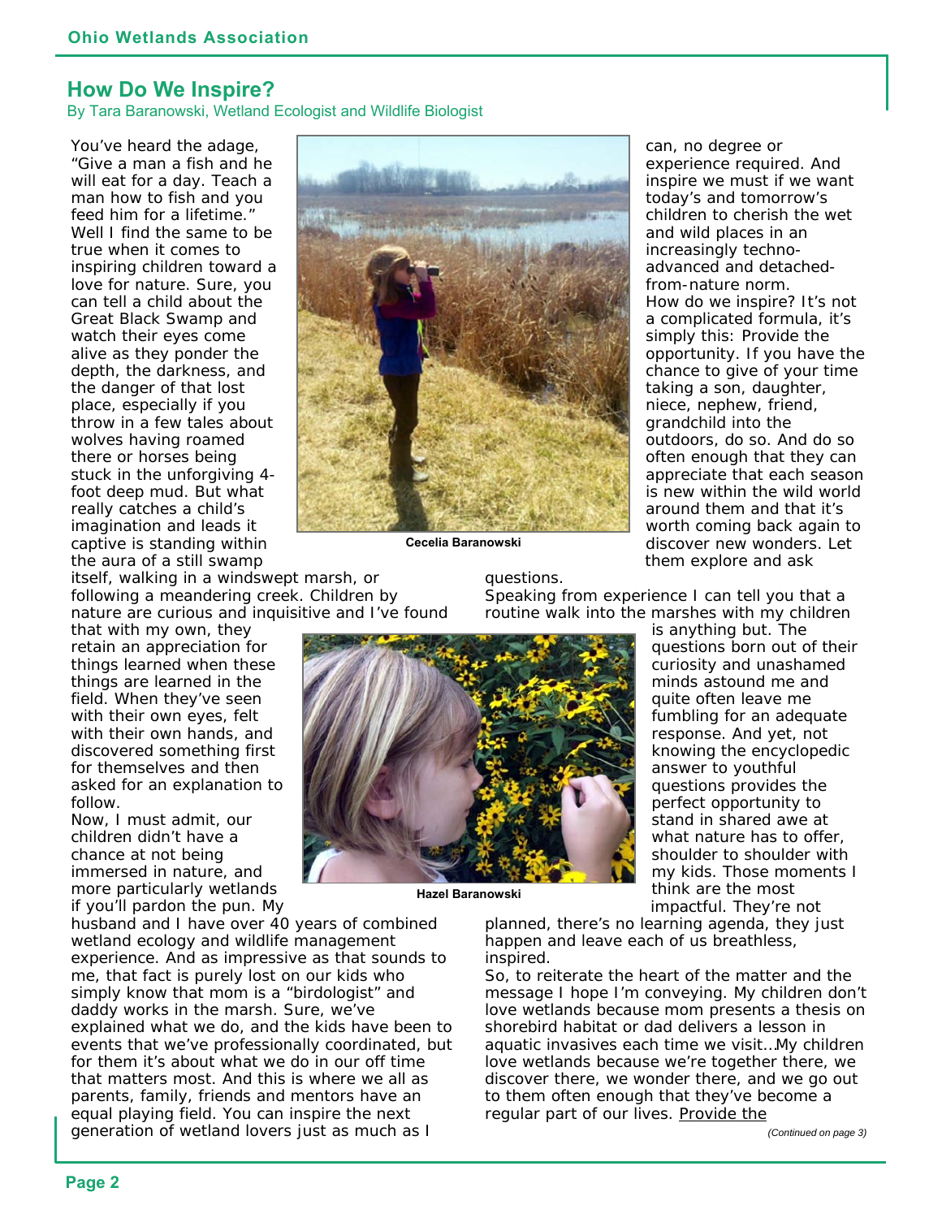## How Do We Inspire?

By Tara Baranowski, Wetland Ecologist and Wildlife Biologist

You've heard the adage, "Give a man a fish and he will eat for a day. Teach a man how to fish and you feed him for a lifetime." Well I find the same to be true when it comes to inspiring children toward a love for nature. Sure, you can tell a child about the Great Black Swamp and watch their eyes come alive as they ponder the depth, the darkness, and the danger of that lost place, especially if you throw in a few tales about wolves having roamed there or horses being stuck in the unforgiving 4-foot deep mud. But what really catches a child's imagination and leads it captive is standing within the aura of a still swamp itself, walking in a windswept marsh, or following a meandering creek. Children by nature are curious and inquisitive and I've found that with my own, they retain an appreciation for things learned when these things are learned in the field. When they've seen with their own eyes, felt with their own hands, and discovered something first for themselves and then asked for an explanation to follow.

Cecelia Baranowski

Now, I must admit, our children didn't have a chance at not being immersed in nature, and more particularly wetlands if you'll pardon the pun. My husband and I have over 40 years of combined wetland ecology and wildlife management experience. And as impressive as that sounds to me, that fact is purely lost on our kids who simply know that mom is a "birdologist" and daddy works in the marsh. Sure, we've explained what we do, and the kids have been to events that we've professionally coordinated, but for them it's about what we do in our off time that matters most. And this is where we all as parents, family, friends and mentors have an equal playing field. You can inspire the next generation of wetland lovers just as much as I can, no degree or experience required. And inspire we must if we want today's and tomorrow's children to cherish the wet and wild places in an increasingly techno-advanced and detached-from-nature norm.

Hazel Baranowski

How do we inspire? It's not a complicated formula, it's simply this: Provide the opportunity. If you have the chance to give of your time taking a son, daughter, niece, nephew, friend, grandchild into the outdoors, do so. And do so often enough that they can appreciate that each season is new within the wild world around them and that it's worth coming back again to discover new wonders. Let them explore and ask questions.

Speaking from experience I can tell you that a routine walk into the marshes with my children is anything but. The questions born out of their curiosity and unashamed minds astound me and quite often leave me fumbling for an adequate response. And yet, not knowing the encyclopedic answer to youthful questions provides the perfect opportunity to stand in shared awe at what nature has to offer, shoulder to shoulder with my kids. Those moments I think are the most impactful. They're not planned, there's no learning agenda, they just happen and leave each of us breathless, inspired.

So, to reiterate the heart of the matter and the message I hope I'm conveying. My children don't love wetlands because mom presents a thesis on shorebird habitat or dad delivers a lesson in aquatic invasives each time we visit…My children love wetlands because we're together there, we discover there, we wonder there, and we go out to them often enough that they've become a regular part of our lives. Provide the

*(Continued on page 3)*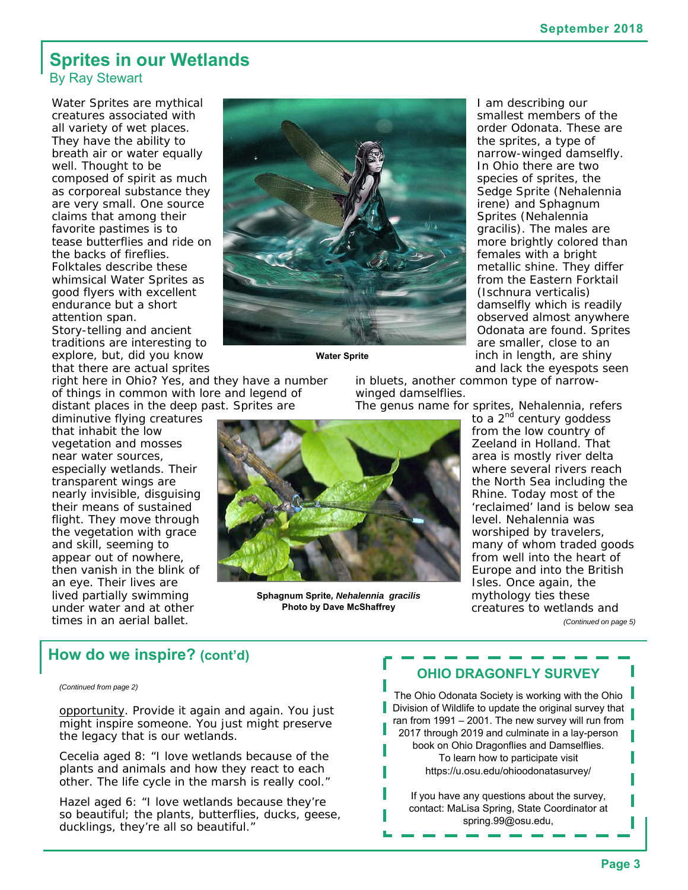## Sprites in our Wetlands

By Ray Stewart

Water Sprites are mythical creatures associated with all variety of wet places. They have the ability to breath air or water equally well. Thought to be composed of spirit as much as corporeal substance they are very small. One source claims that among their favorite pastimes is to tease butterflies and ride on the backs of fireflies. Folktales describe these whimsical Water Sprites as good flyers with excellent endurance but a short attention span.

Story-telling and ancient traditions are interesting to explore, but, did you know that there are actual sprites right here in Ohio? Yes, and they have a number of things in common with lore and legend of distant places in the deep past. Sprites are diminutive flying creatures that inhabit the low vegetation and mosses near water sources, especially wetlands. Their transparent wings are nearly invisible, disguising their means of sustained flight. They move through the vegetation with grace and skill, seeming to appear out of nowhere, then vanish in the blink of an eye. Their lives are lived partially swimming under water and at other times in an aerial ballet.

**Water Sprite**

I am describing our smallest members of the order Odonata. These are the sprites, a type of narrow-winged damselfly. In Ohio there are two species of sprites, the Sedge Sprite (Nehalennia irene) and Sphagnum Sprites (Nehalennia gracilis). The males are more brightly colored than females with a bright metallic shine. They differ from the Eastern Forktail (Ischnura verticalis) damselfly which is readily observed almost anywhere Odonata are found. Sprites are smaller, close to an inch in length, are shiny and lack the eyespots seen in bluets, another common type of narrow-winged damselflies.

The genus name for sprites, Nehalennia, refers to a 2nd century goddess from the low country of Zeeland in Holland. That area is mostly river delta where several rivers reach the North Sea including the Rhine. Today most of the 'reclaimed' land is below sea level. Nehalennia was worshiped by travelers, many of whom traded goods from well into the heart of Europe and into the British Isles. Once again, the mythology ties these creatures to wetlands and

**Sphagnum Sprite, *Nehalennia gracilis***
**Photo by Dave McShaffrey**

*(Continued on page 5)*

## How do we inspire? (cont'd)

*(Continued from page 2)*

opportunity. Provide it again and again. You just might inspire someone. You just might preserve the legacy that is our wetlands.

Cecelia aged 8: "I love wetlands because of the plants and animals and how they react to each other. The life cycle in the marsh is really cool."

Hazel aged 6: "I love wetlands because they're so beautiful; the plants, butterflies, ducks, geese, ducklings, they're all so beautiful."

### OHIO DRAGONFLY SURVEY

The Ohio Odonata Society is working with the Ohio Division of Wildlife to update the original survey that ran from 1991 – 2001. The new survey will run from 2017 through 2019 and culminate in a lay-person book on Ohio Dragonflies and Damselflies. To learn how to participate visit https://u.osu.edu/ohioodonatasurvey/

If you have any questions about the survey, contact: MaLisa Spring, State Coordinator at spring.99@osu.edu,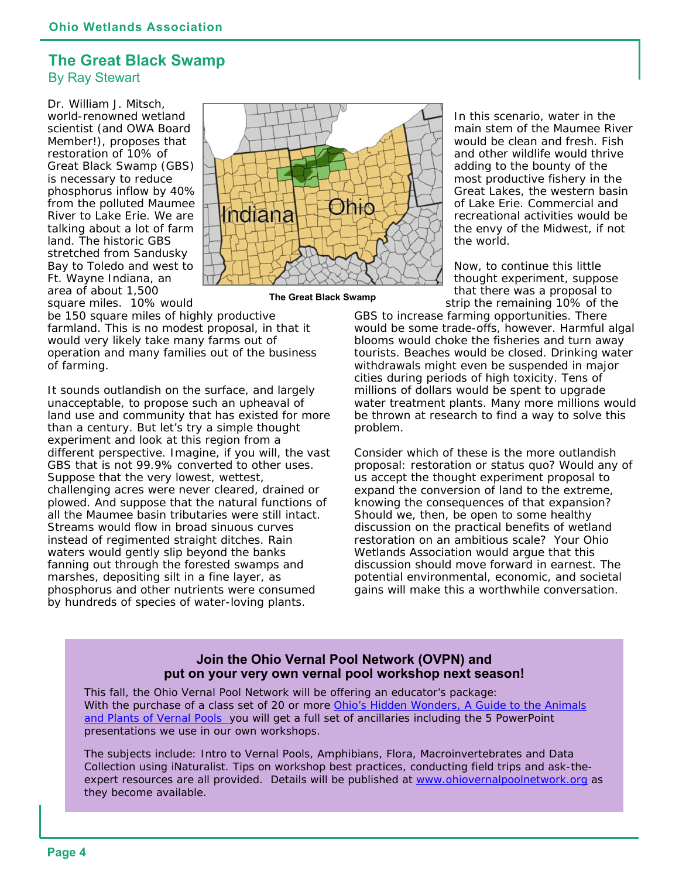## The Great Black Swamp

By Ray Stewart

Dr. William J. Mitsch, world-renowned wetland scientist (and OWA Board Member!), proposes that restoration of 10% of Great Black Swamp (GBS) is necessary to reduce phosphorus inflow by 40% from the polluted Maumee River to Lake Erie. We are talking about a lot of farm land. The historic GBS stretched from Sandusky Bay to Toledo and west to Ft. Wayne Indiana, an area of about 1,500 square miles. 10% would be 150 square miles of highly productive farmland. This is no modest proposal, in that it would very likely take many farms out of operation and many families out of the business of farming.

The Great Black Swamp

It sounds outlandish on the surface, and largely unacceptable, to propose such an upheaval of land use and community that has existed for more than a century. But let's try a simple thought experiment and look at this region from a different perspective. Imagine, if you will, the vast GBS that is not 99.9% converted to other uses. Suppose that the very lowest, wettest, challenging acres were never cleared, drained or plowed. And suppose that the natural functions of all the Maumee basin tributaries were still intact. Streams would flow in broad sinuous curves instead of regimented straight ditches. Rain waters would gently slip beyond the banks fanning out through the forested swamps and marshes, depositing silt in a fine layer, as phosphorus and other nutrients were consumed by hundreds of species of water-loving plants.

In this scenario, water in the main stem of the Maumee River would be clean and fresh. Fish and other wildlife would thrive adding to the bounty of the most productive fishery in the Great Lakes, the western basin of Lake Erie. Commercial and recreational activities would be the envy of the Midwest, if not the world.

Now, to continue this little thought experiment, suppose that there was a proposal to strip the remaining 10% of the GBS to increase farming opportunities. There would be some trade-offs, however. Harmful algal blooms would choke the fisheries and turn away tourists. Beaches would be closed. Drinking water withdrawals might even be suspended in major cities during periods of high toxicity. Tens of millions of dollars would be spent to upgrade water treatment plants. Many more millions would be thrown at research to find a way to solve this problem.

Consider which of these is the more outlandish proposal: restoration or status quo? Would any of us accept the thought experiment proposal to expand the conversion of land to the extreme, knowing the consequences of that expansion? Should we, then, be open to some healthy discussion on the practical benefits of wetland restoration on an ambitious scale? Your Ohio Wetlands Association would argue that this discussion should move forward in earnest. The potential environmental, economic, and societal gains will make this a worthwhile conversation.

### Join the Ohio Vernal Pool Network (OVPN) and put on your very own vernal pool workshop next season!

This fall, the Ohio Vernal Pool Network will be offering an educator's package: With the purchase of a class set of 20 or more [Ohio's Hidden Wonders, A Guide to the Animals and Plants of Vernal Pools](Ohio's Hidden Wonders, A Guide to the Animals and Plants of Vernal Pools) you will get a full set of ancillaries including the 5 PowerPoint presentations we use in our own workshops.

The subjects include: Intro to Vernal Pools, Amphibians, Flora, Macroinvertebrates and Data Collection using iNaturalist. Tips on workshop best practices, conducting field trips and ask-the-expert resources are all provided. Details will be published at [www.ohiovernalpoolnetwork.org](http://www.ohiovernalpoolnetwork.org) as they become available.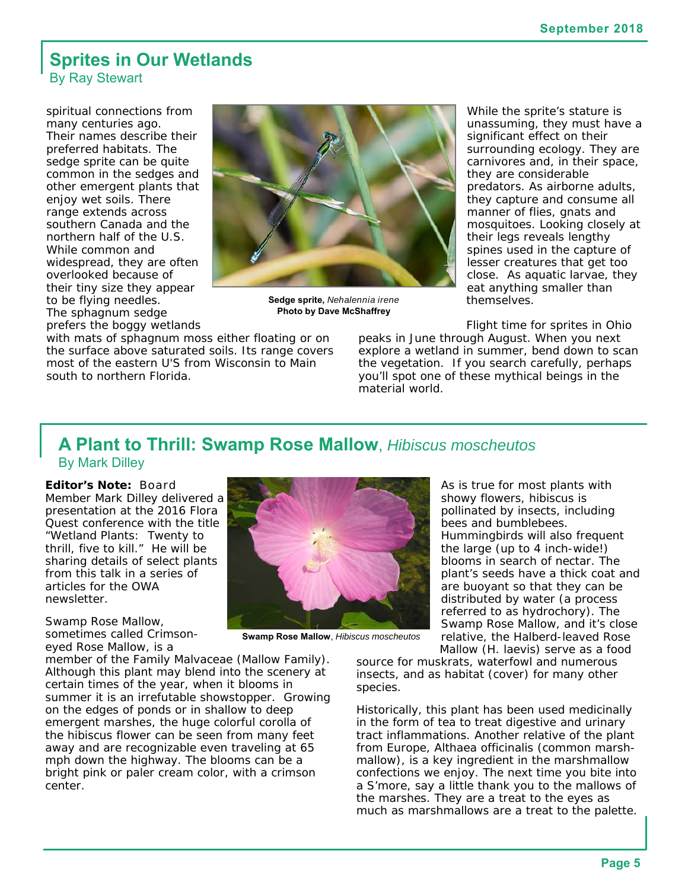## Sprites in Our Wetlands

By Ray Stewart

spiritual connections from many centuries ago. Their names describe their preferred habitats. The sedge sprite can be quite common in the sedges and other emergent plants that enjoy wet soils. There range extends across southern Canada and the northern half of the U.S. While common and widespread, they are often overlooked because of their tiny size they appear to be flying needles. The sphagnum sedge prefers the boggy wetlands with mats of sphagnum moss either floating or on the surface above saturated soils. Its range covers most of the eastern U'S from Wisconsin to Main south to northern Florida.

**Sedge sprite,** *Nehalennia irene*
**Photo by Dave McShaffrey**

While the sprite's stature is unassuming, they must have a significant effect on their surrounding ecology. They are carnivores and, in their space, they are considerable predators. As airborne adults, they capture and consume all manner of flies, gnats and mosquitoes. Looking closely at their legs reveals lengthy spines used in the capture of lesser creatures that get too close. As aquatic larvae, they eat anything smaller than themselves.

Flight time for sprites in Ohio peaks in June through August. When you next explore a wetland in summer, bend down to scan the vegetation. If you search carefully, perhaps you'll spot one of these mythical beings in the material world.

## A Plant to Thrill: Swamp Rose Mallow, *Hibiscus moscheutos*

By Mark Dilley

**Editor's Note:** Board Member Mark Dilley delivered a presentation at the 2016 Flora Quest conference with the title "Wetland Plants: Twenty to thrill, five to kill." He will be sharing details of select plants from this talk in a series of articles for the OWA newsletter.

Swamp Rose Mallow, sometimes called Crimson-eyed Rose Mallow, is a member of the Family Malvaceae (Mallow Family). Although this plant may blend into the scenery at certain times of the year, when it blooms in summer it is an irrefutable showstopper. Growing on the edges of ponds or in shallow to deep emergent marshes, the huge colorful corolla of the hibiscus flower can be seen from many feet away and are recognizable even traveling at 65 mph down the highway. The blooms can be a bright pink or paler cream color, with a crimson center.

**Swamp Rose Mallow**, *Hibiscus moscheutos*

As is true for most plants with showy flowers, hibiscus is pollinated by insects, including bees and bumblebees. Hummingbirds will also frequent the large (up to 4 inch-wide!) blooms in search of nectar. The plant's seeds have a thick coat and are buoyant so that they can be distributed by water (a process referred to as hydrochory). The Swamp Rose Mallow, and it's close relative, the Halberd-leaved Rose Mallow (H. laevis) serve as a food source for muskrats, waterfowl and numerous insects, and as habitat (cover) for many other species.

Historically, this plant has been used medicinally in the form of tea to treat digestive and urinary tract inflammations. Another relative of the plant from Europe, Althaea officinalis (common marsh-mallow), is a key ingredient in the marshmallow confections we enjoy. The next time you bite into a S'more, say a little thank you to the mallows of the marshes. They are a treat to the eyes as much as marshmallows are a treat to the palette.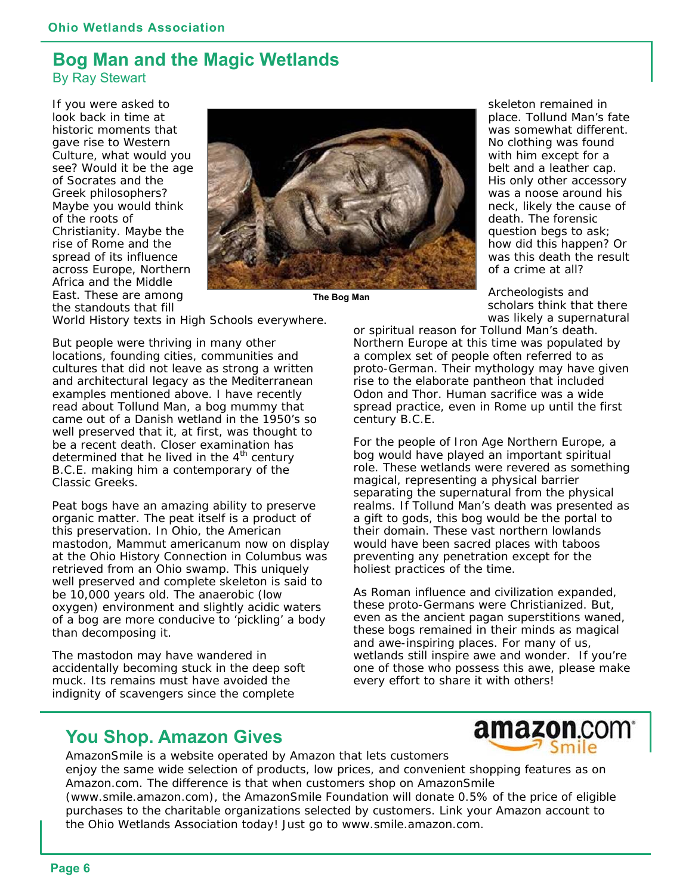## Bog Man and the Magic Wetlands

By Ray Stewart

If you were asked to look back in time at historic moments that gave rise to Western Culture, what would you see? Would it be the age of Socrates and the Greek philosophers? Maybe you would think of the roots of Christianity. Maybe the rise of Rome and the spread of its influence across Europe, Northern Africa and the Middle East. These are among the standouts that fill World History texts in High Schools everywhere.

The Bog Man

But people were thriving in many other locations, founding cities, communities and cultures that did not leave as strong a written and architectural legacy as the Mediterranean examples mentioned above. I have recently read about Tollund Man, a bog mummy that came out of a Danish wetland in the 1950's so well preserved that it, at first, was thought to be a recent death. Closer examination has determined that he lived in the 4th century B.C.E. making him a contemporary of the Classic Greeks.

Peat bogs have an amazing ability to preserve organic matter. The peat itself is a product of this preservation. In Ohio, the American mastodon, Mammut americanum now on display at the Ohio History Connection in Columbus was retrieved from an Ohio swamp. This uniquely well preserved and complete skeleton is said to be 10,000 years old. The anaerobic (low oxygen) environment and slightly acidic waters of a bog are more conducive to 'pickling' a body than decomposing it.

The mastodon may have wandered in accidentally becoming stuck in the deep soft muck. Its remains must have avoided the indignity of scavengers since the complete skeleton remained in place. Tollund Man's fate was somewhat different. No clothing was found with him except for a belt and a leather cap. His only other accessory was a noose around his neck, likely the cause of death. The forensic question begs to ask; how did this happen? Or was this death the result of a crime at all?

Archeologists and scholars think that there was likely a supernatural or spiritual reason for Tollund Man's death. Northern Europe at this time was populated by a complex set of people often referred to as proto-German. Their mythology may have given rise to the elaborate pantheon that included Odon and Thor. Human sacrifice was a wide spread practice, even in Rome up until the first century B.C.E.

For the people of Iron Age Northern Europe, a bog would have played an important spiritual role. These wetlands were revered as something magical, representing a physical barrier separating the supernatural from the physical realms. If Tollund Man's death was presented as a gift to gods, this bog would be the portal to their domain. These vast northern lowlands would have been sacred places with taboos preventing any penetration except for the holiest practices of the time.

As Roman influence and civilization expanded, these proto-Germans were Christianized. But, even as the ancient pagan superstitions waned, these bogs remained in their minds as magical and awe-inspiring places. For many of us, wetlands still inspire awe and wonder. If you're one of those who possess this awe, please make every effort to share it with others!

## You Shop. Amazon Gives

AmazonSmile is a website operated by Amazon that lets customers enjoy the same wide selection of products, low prices, and convenient shopping features as on Amazon.com. The difference is that when customers shop on AmazonSmile (www.smile.amazon.com), the AmazonSmile Foundation will donate 0.5% of the price of eligible purchases to the charitable organizations selected by customers. Link your Amazon account to the Ohio Wetlands Association today! Just go to www.smile.amazon.com.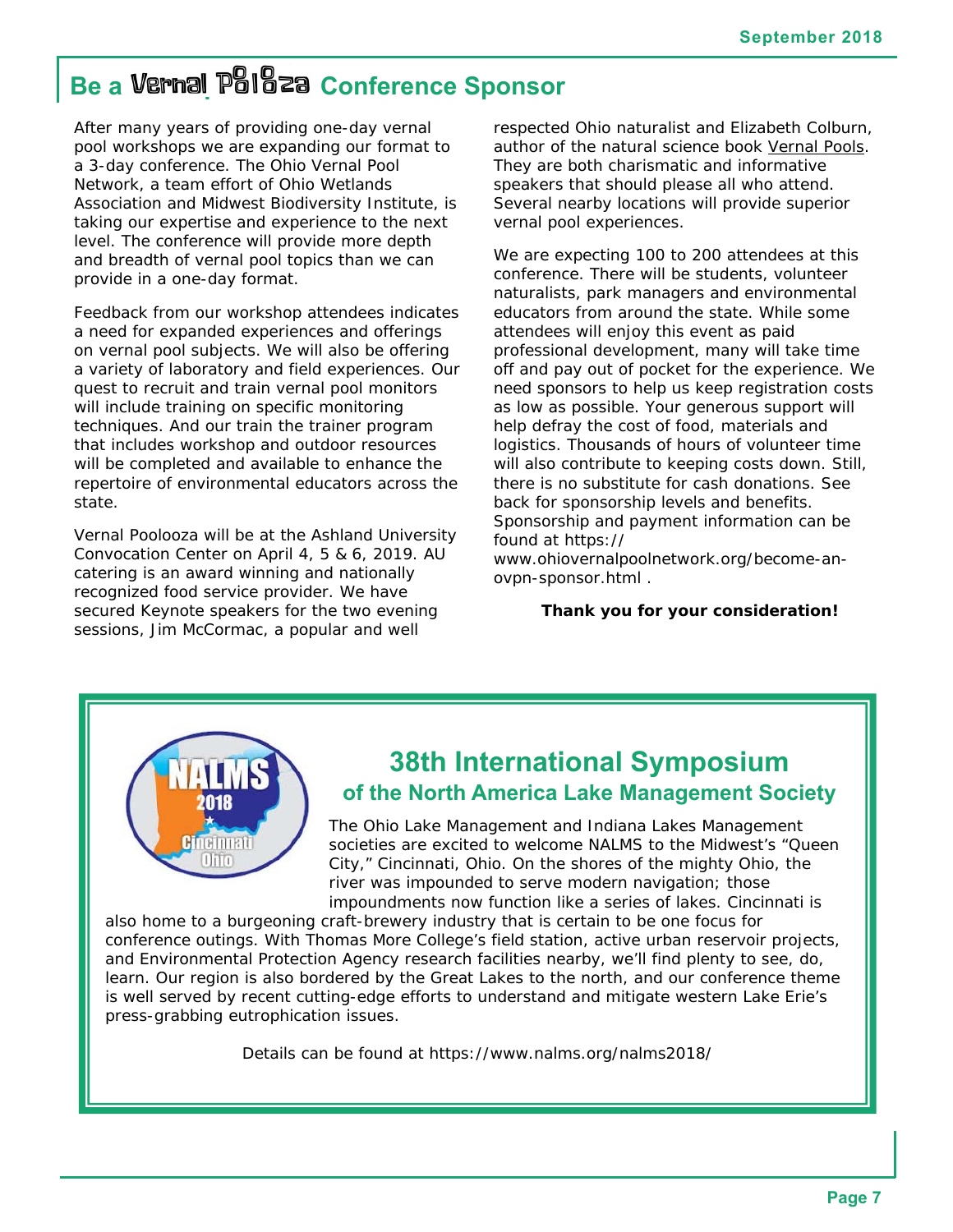# Be a Vernal Poolooza Conference Sponsor

After many years of providing one-day vernal pool workshops we are expanding our format to a 3-day conference. The Ohio Vernal Pool Network, a team effort of Ohio Wetlands Association and Midwest Biodiversity Institute, is taking our expertise and experience to the next level. The conference will provide more depth and breadth of vernal pool topics than we can provide in a one-day format.

Feedback from our workshop attendees indicates a need for expanded experiences and offerings on vernal pool subjects. We will also be offering a variety of laboratory and field experiences. Our quest to recruit and train vernal pool monitors will include training on specific monitoring techniques. And our train the trainer program that includes workshop and outdoor resources will be completed and available to enhance the repertoire of environmental educators across the state.

Vernal Poolooza will be at the Ashland University Convocation Center on April 4, 5 & 6, 2019. AU catering is an award winning and nationally recognized food service provider. We have secured Keynote speakers for the two evening sessions, Jim McCormac, a popular and well respected Ohio naturalist and Elizabeth Colburn, author of the natural science book Vernal Pools. They are both charismatic and informative speakers that should please all who attend. Several nearby locations will provide superior vernal pool experiences.

We are expecting 100 to 200 attendees at this conference. There will be students, volunteer naturalists, park managers and environmental educators from around the state. While some attendees will enjoy this event as paid professional development, many will take time off and pay out of pocket for the experience. We need sponsors to help us keep registration costs as low as possible. Your generous support will help defray the cost of food, materials and logistics. Thousands of hours of volunteer time will also contribute to keeping costs down. Still, there is no substitute for cash donations. See back for sponsorship levels and benefits. Sponsorship and payment information can be found at https://www.ohiovernalpoolnetwork.org/become-an-ovpn-sponsor.html .

**Thank you for your consideration!**

## 38th International Symposium of the North America Lake Management Society

The Ohio Lake Management and Indiana Lakes Management societies are excited to welcome NALMS to the Midwest's "Queen City," Cincinnati, Ohio. On the shores of the mighty Ohio, the river was impounded to serve modern navigation; those impoundments now function like a series of lakes. Cincinnati is also home to a burgeoning craft-brewery industry that is certain to be one focus for conference outings. With Thomas More College's field station, active urban reservoir projects, and Environmental Protection Agency research facilities nearby, we'll find plenty to see, do, learn. Our region is also bordered by the Great Lakes to the north, and our conference theme is well served by recent cutting-edge efforts to understand and mitigate western Lake Erie's press-grabbing eutrophication issues.

Details can be found at https://www.nalms.org/nalms2018/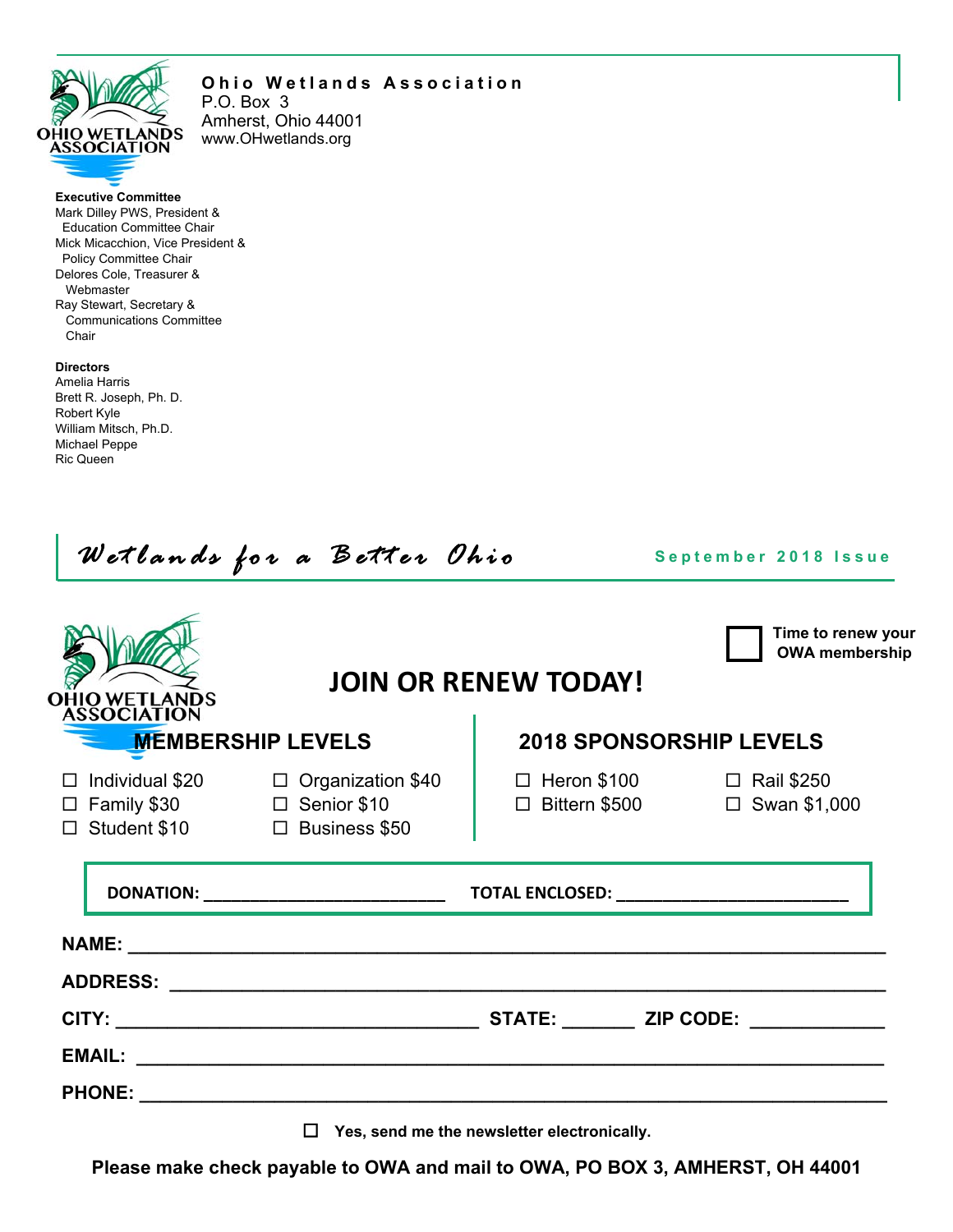**Ohio Wetlands Association**
P.O. Box 3
Amherst, Ohio 44001
www.OHwetlands.org

**Executive Committee**
Mark Dilley PWS, President & Education Committee Chair
Mick Micacchion, Vice President & Policy Committee Chair
Delores Cole, Treasurer & Webmaster
Ray Stewart, Secretary & Communications Committee Chair

**Directors**
Amelia Harris
Brett R. Joseph, Ph. D.
Robert Kyle
William Mitsch, Ph.D.
Michael Peppe
Ric Queen

*Wetlands for a Better Ohio* — September 2018 Issue

☐ **Time to renew your OWA membership**

# JOIN OR RENEW TODAY!

## MEMBERSHIP LEVELS

- ☐ Individual $20
- ☐ Family $30
- ☐ Student $10
- ☐ Organization $40
- ☐ Senior $10
- ☐ Business $50

## 2018 SPONSORSHIP LEVELS

- ☐ Heron $100
- ☐ Bittern $500
- ☐ Rail $250
- ☐ Swan $1,000

**DONATION:** ____________________________ **TOTAL ENCLOSED:** ____________________________

**NAME:** ____________________________________________________________

**ADDRESS:** ____________________________________________________________

**CITY:** ______________________________ **STATE:** _______ **ZIP CODE:** ____________

**EMAIL:** ____________________________________________________________

**PHONE:** ____________________________________________________________

☐ **Yes, send me the newsletter electronically.**

**Please make check payable to OWA and mail to OWA, PO BOX 3, AMHERST, OH 44001**